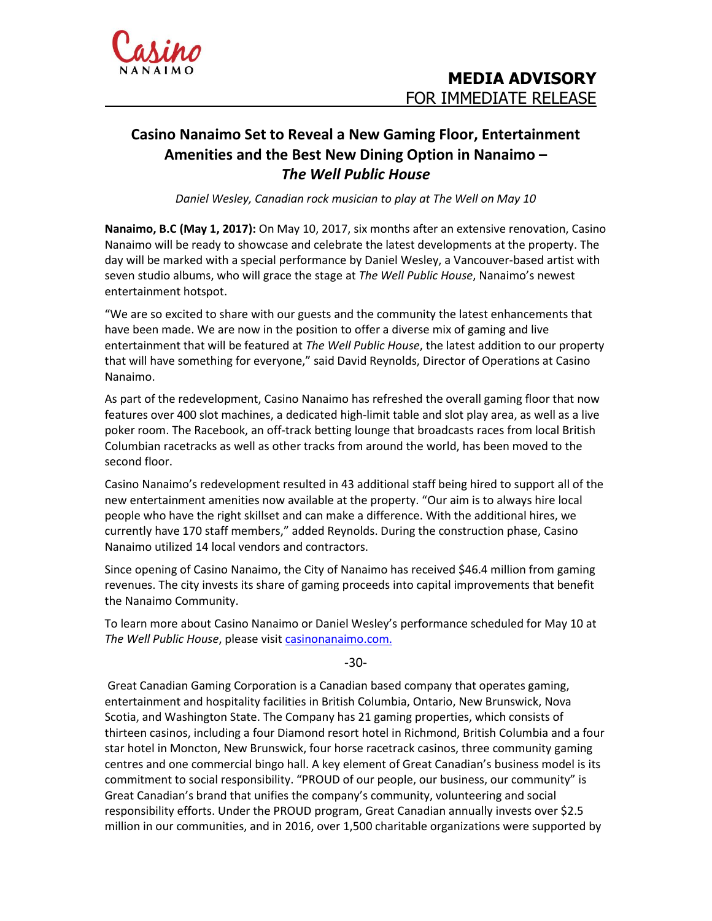Casino NANAIMO

**MEDIA ADVISORY**
FOR IMMEDIATE RELEASE

## Casino Nanaimo Set to Reveal a New Gaming Floor, Entertainment Amenities and the Best New Dining Option in Nanaimo – *The Well Public House*

*Daniel Wesley, Canadian rock musician to play at The Well on May 10*

**Nanaimo, B.C (May 1, 2017):** On May 10, 2017, six months after an extensive renovation, Casino Nanaimo will be ready to showcase and celebrate the latest developments at the property. The day will be marked with a special performance by Daniel Wesley, a Vancouver-based artist with seven studio albums, who will grace the stage at *The Well Public House*, Nanaimo's newest entertainment hotspot.

"We are so excited to share with our guests and the community the latest enhancements that have been made. We are now in the position to offer a diverse mix of gaming and live entertainment that will be featured at *The Well Public House*, the latest addition to our property that will have something for everyone," said David Reynolds, Director of Operations at Casino Nanaimo.

As part of the redevelopment, Casino Nanaimo has refreshed the overall gaming floor that now features over 400 slot machines, a dedicated high-limit table and slot play area, as well as a live poker room. The Racebook, an off-track betting lounge that broadcasts races from local British Columbian racetracks as well as other tracks from around the world, has been moved to the second floor.

Casino Nanaimo's redevelopment resulted in 43 additional staff being hired to support all of the new entertainment amenities now available at the property. "Our aim is to always hire local people who have the right skillset and can make a difference. With the additional hires, we currently have 170 staff members," added Reynolds. During the construction phase, Casino Nanaimo utilized 14 local vendors and contractors.

Since opening of Casino Nanaimo, the City of Nanaimo has received $46.4 million from gaming revenues. The city invests its share of gaming proceeds into capital improvements that benefit the Nanaimo Community.

To learn more about Casino Nanaimo or Daniel Wesley's performance scheduled for May 10 at *The Well Public House*, please visit casinonanaimo.com.

-30-

Great Canadian Gaming Corporation is a Canadian based company that operates gaming, entertainment and hospitality facilities in British Columbia, Ontario, New Brunswick, Nova Scotia, and Washington State. The Company has 21 gaming properties, which consists of thirteen casinos, including a four Diamond resort hotel in Richmond, British Columbia and a four star hotel in Moncton, New Brunswick, four horse racetrack casinos, three community gaming centres and one commercial bingo hall. A key element of Great Canadian's business model is its commitment to social responsibility. "PROUD of our people, our business, our community" is Great Canadian's brand that unifies the company's community, volunteering and social responsibility efforts. Under the PROUD program, Great Canadian annually invests over $2.5 million in our communities, and in 2016, over 1,500 charitable organizations were supported by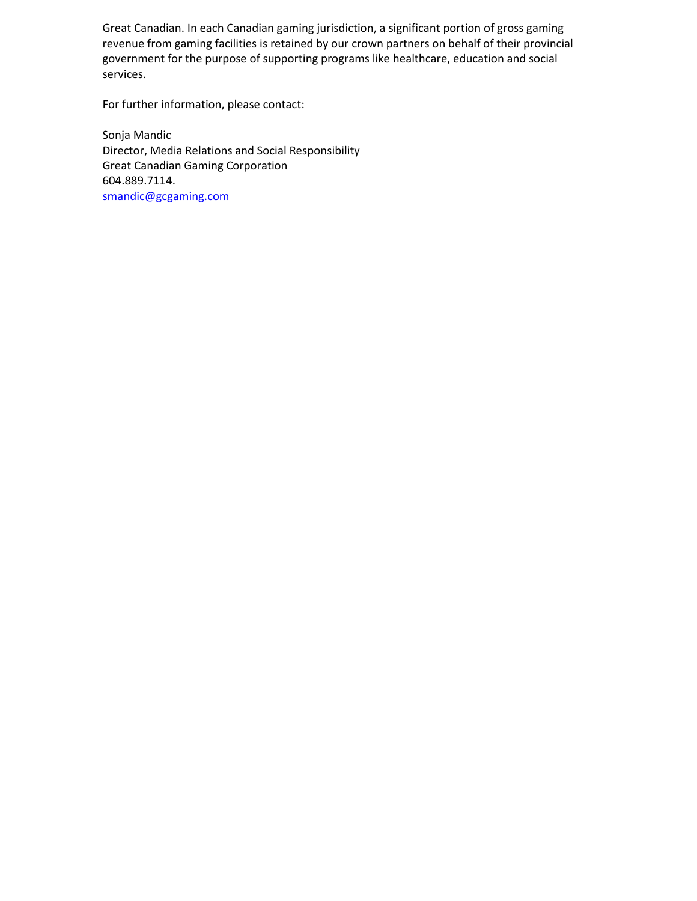Great Canadian. In each Canadian gaming jurisdiction, a significant portion of gross gaming revenue from gaming facilities is retained by our crown partners on behalf of their provincial government for the purpose of supporting programs like healthcare, education and social services.

For further information, please contact:

Sonja Mandic  
Director, Media Relations and Social Responsibility  
Great Canadian Gaming Corporation  
604.889.7114.  
smandic@gcgaming.com